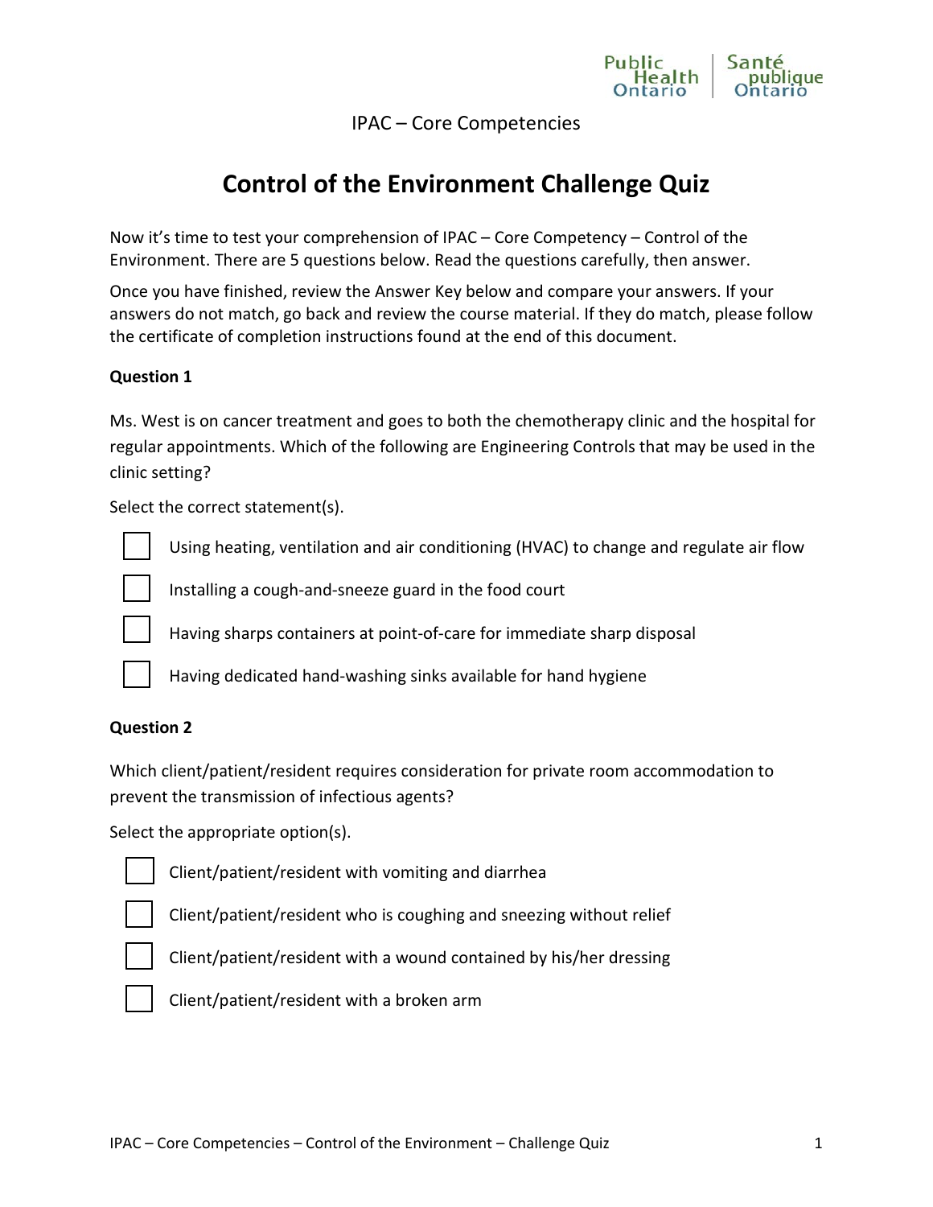IPAC – Core Competencies

# Control of the Environment Challenge Quiz

Now it's time to test your comprehension of IPAC – Core Competency – Control of the Environment. There are 5 questions below. Read the questions carefully, then answer.

Once you have finished, review the Answer Key below and compare your answers. If your answers do not match, go back and review the course material. If they do match, please follow the certificate of completion instructions found at the end of this document.

**Question 1**

Ms. West is on cancer treatment and goes to both the chemotherapy clinic and the hospital for regular appointments. Which of the following are Engineering Controls that may be used in the clinic setting?

Select the correct statement(s).

- [ ] Using heating, ventilation and air conditioning (HVAC) to change and regulate air flow
- [ ] Installing a cough-and-sneeze guard in the food court
- [ ] Having sharps containers at point-of-care for immediate sharp disposal
- [ ] Having dedicated hand-washing sinks available for hand hygiene

**Question 2**

Which client/patient/resident requires consideration for private room accommodation to prevent the transmission of infectious agents?

Select the appropriate option(s).

- [ ] Client/patient/resident with vomiting and diarrhea
- [ ] Client/patient/resident who is coughing and sneezing without relief
- [ ] Client/patient/resident with a wound contained by his/her dressing
- [ ] Client/patient/resident with a broken arm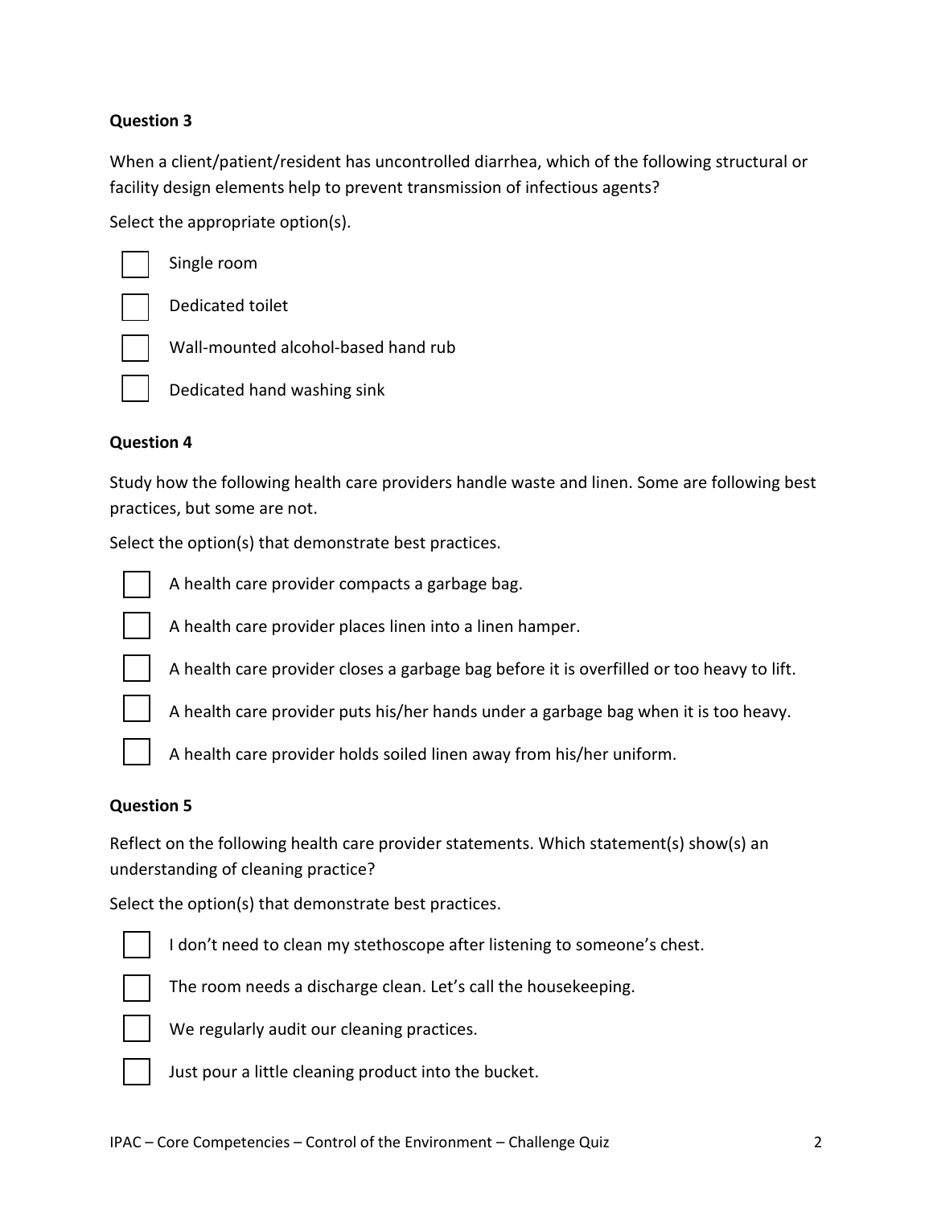**Question 3**

When a client/patient/resident has uncontrolled diarrhea, which of the following structural or facility design elements help to prevent transmission of infectious agents?

Select the appropriate option(s).

- [ ] Single room
- [ ] Dedicated toilet
- [ ] Wall-mounted alcohol-based hand rub
- [ ] Dedicated hand washing sink

**Question 4**

Study how the following health care providers handle waste and linen. Some are following best practices, but some are not.

Select the option(s) that demonstrate best practices.

- [ ] A health care provider compacts a garbage bag.
- [ ] A health care provider places linen into a linen hamper.
- [ ] A health care provider closes a garbage bag before it is overfilled or too heavy to lift.
- [ ] A health care provider puts his/her hands under a garbage bag when it is too heavy.
- [ ] A health care provider holds soiled linen away from his/her uniform.

**Question 5**

Reflect on the following health care provider statements. Which statement(s) show(s) an understanding of cleaning practice?

Select the option(s) that demonstrate best practices.

- [ ] I don't need to clean my stethoscope after listening to someone's chest.
- [ ] The room needs a discharge clean. Let's call the housekeeping.
- [ ] We regularly audit our cleaning practices.
- [ ] Just pour a little cleaning product into the bucket.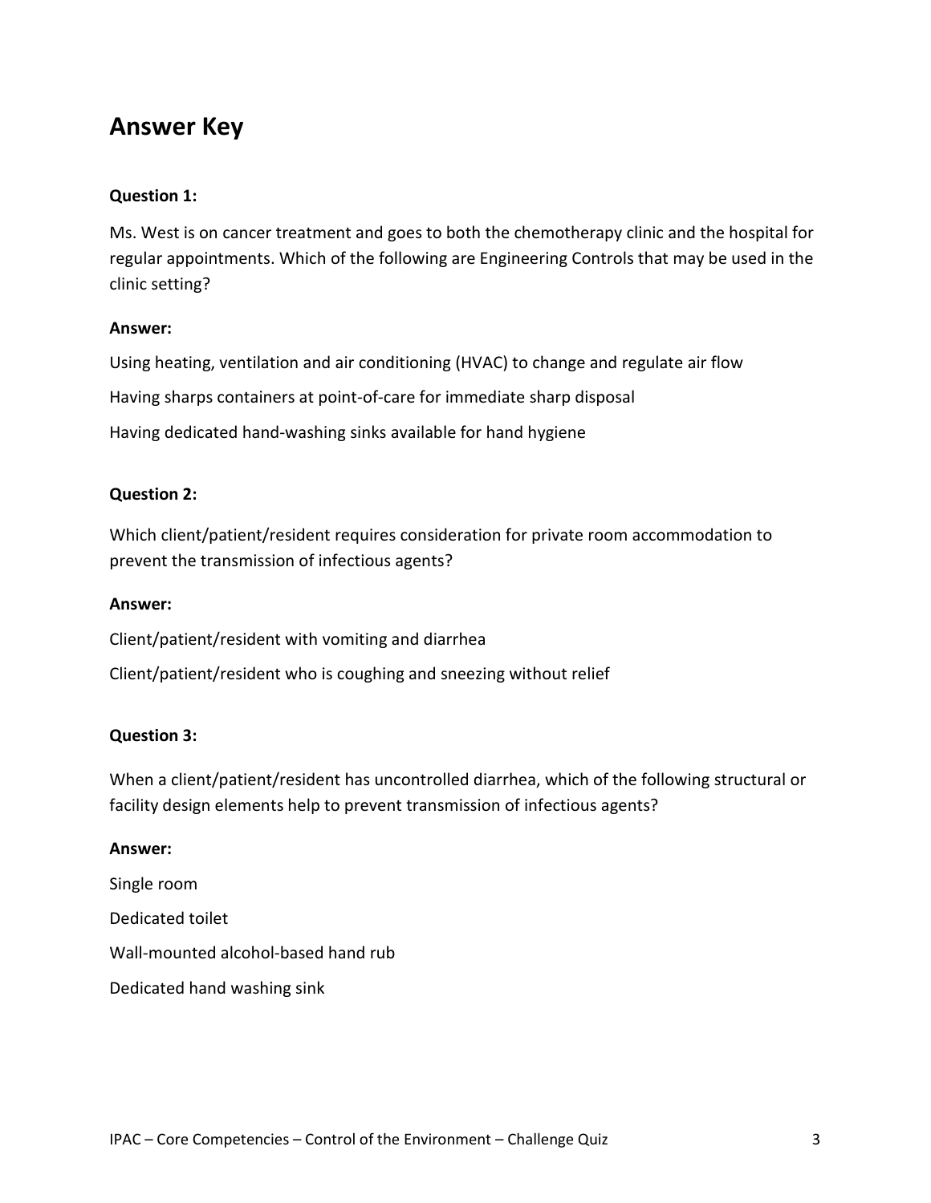## Answer Key

**Question 1:**

Ms. West is on cancer treatment and goes to both the chemotherapy clinic and the hospital for regular appointments. Which of the following are Engineering Controls that may be used in the clinic setting?

**Answer:**

Using heating, ventilation and air conditioning (HVAC) to change and regulate air flow

Having sharps containers at point-of-care for immediate sharp disposal

Having dedicated hand-washing sinks available for hand hygiene

**Question 2:**

Which client/patient/resident requires consideration for private room accommodation to prevent the transmission of infectious agents?

**Answer:**

Client/patient/resident with vomiting and diarrhea

Client/patient/resident who is coughing and sneezing without relief

**Question 3:**

When a client/patient/resident has uncontrolled diarrhea, which of the following structural or facility design elements help to prevent transmission of infectious agents?

**Answer:**

Single room

Dedicated toilet

Wall-mounted alcohol-based hand rub

Dedicated hand washing sink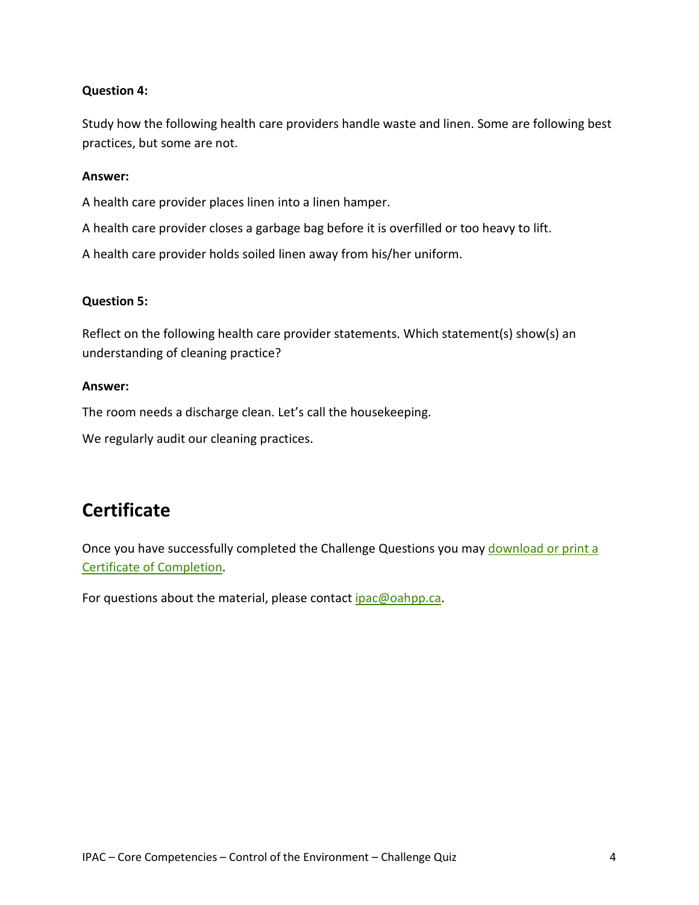**Question 4:**

Study how the following health care providers handle waste and linen. Some are following best practices, but some are not.

**Answer:**

A health care provider places linen into a linen hamper.

A health care provider closes a garbage bag before it is overfilled or too heavy to lift.

A health care provider holds soiled linen away from his/her uniform.

**Question 5:**

Reflect on the following health care provider statements. Which statement(s) show(s) an understanding of cleaning practice?

**Answer:**

The room needs a discharge clean. Let's call the housekeeping.

We regularly audit our cleaning practices.

## Certificate

Once you have successfully completed the Challenge Questions you may download or print a Certificate of Completion.

For questions about the material, please contact ipac@oahpp.ca.